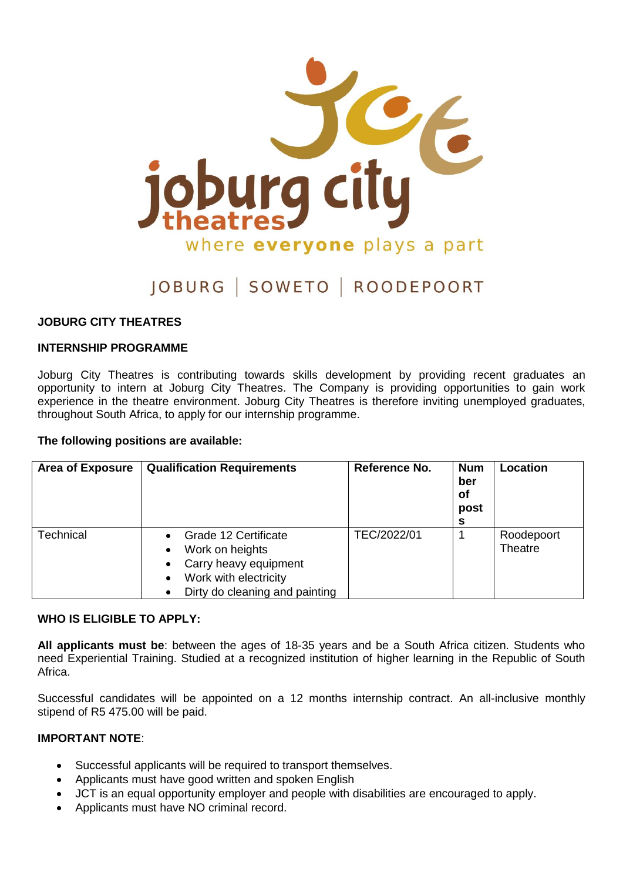joburg city theatres

where **everyone** plays a part

JOBURG | SOWETO | ROODEPOORT

**JOBURG CITY THEATRES**

**INTERNSHIP PROGRAMME**

Joburg City Theatres is contributing towards skills development by providing recent graduates an opportunity to intern at Joburg City Theatres. The Company is providing opportunities to gain work experience in the theatre environment. Joburg City Theatres is therefore inviting unemployed graduates, throughout South Africa, to apply for our internship programme.

**The following positions are available:**

| **Area of Exposure** | **Qualification Requirements** | **Reference No.** | **Number of posts** | **Location** |
|---|---|---|---|---|
| Technical | • Grade 12 Certificate<br>• Work on heights<br>• Carry heavy equipment<br>• Work with electricity<br>• Dirty do cleaning and painting | TEC/2022/01 | 1 | Roodepoort Theatre |

**WHO IS ELIGIBLE TO APPLY:**

**All applicants must be**: between the ages of 18-35 years and be a South Africa citizen. Students who need Experiential Training. Studied at a recognized institution of higher learning in the Republic of South Africa.

Successful candidates will be appointed on a 12 months internship contract. An all-inclusive monthly stipend of R5 475.00 will be paid.

**IMPORTANT NOTE**:

- Successful applicants will be required to transport themselves.
- Applicants must have good written and spoken English
- JCT is an equal opportunity employer and people with disabilities are encouraged to apply.
- Applicants must have NO criminal record.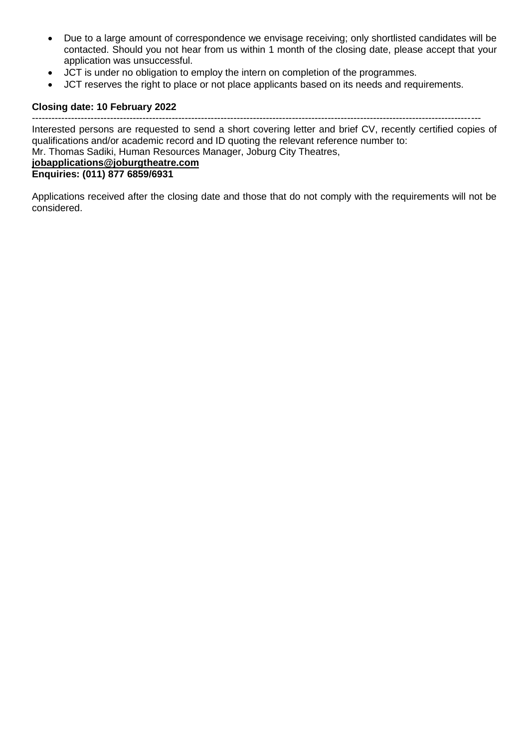- Due to a large amount of correspondence we envisage receiving; only shortlisted candidates will be contacted. Should you not hear from us within 1 month of the closing date, please accept that your application was unsuccessful.
- JCT is under no obligation to employ the intern on completion of the programmes.
- JCT reserves the right to place or not place applicants based on its needs and requirements.

**Closing date: 10 February 2022**

---

Interested persons are requested to send a short covering letter and brief CV, recently certified copies of qualifications and/or academic record and ID quoting the relevant reference number to:
Mr. Thomas Sadiki, Human Resources Manager, Joburg City Theatres,
**jobapplications@joburgtheatre.com**
**Enquiries: (011) 877 6859/6931**

Applications received after the closing date and those that do not comply with the requirements will not be considered.